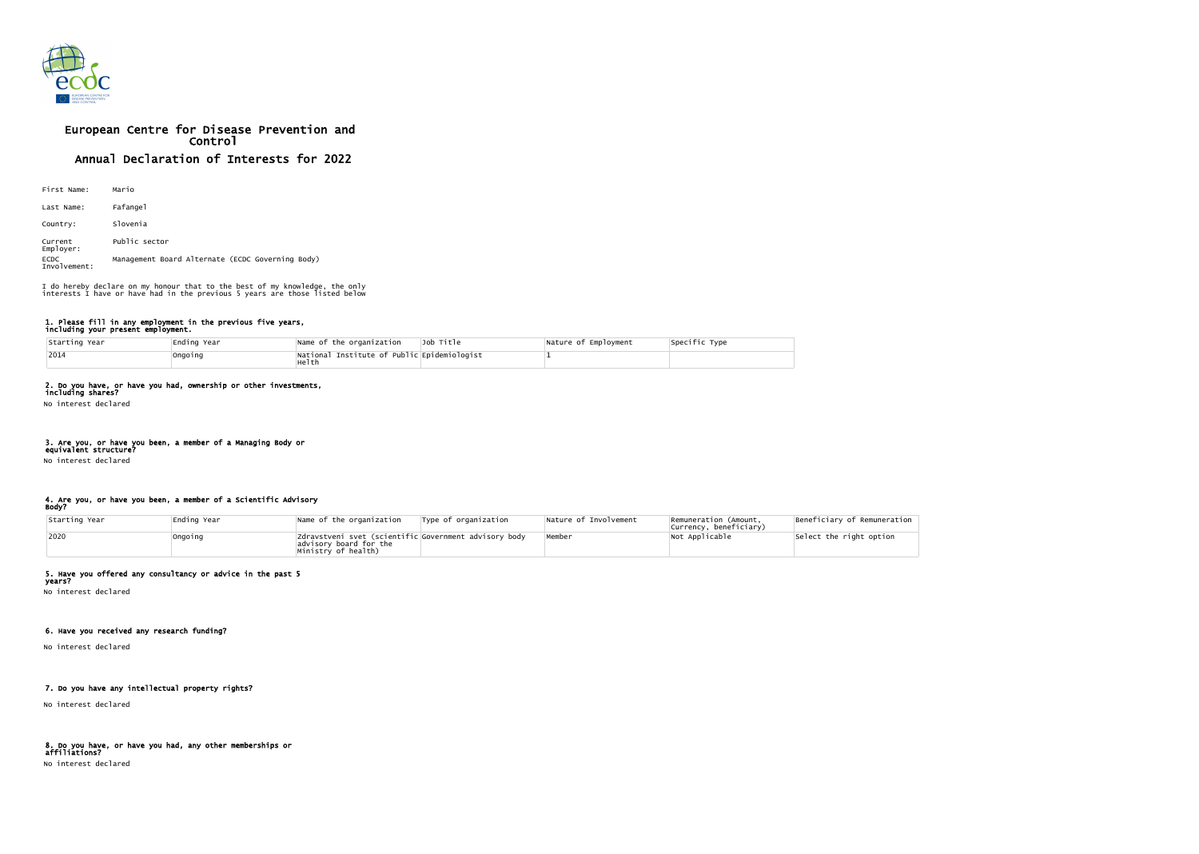# European Centre for Disease Prevention and Control

## Annual Declaration of Interests for 2022

First Name: Mario

Last Name: Fafangel

Country: Slovenia

Current Employer: Public sector

ECDC Involvement: Management Board Alternate (ECDC Governing Body)

I do hereby declare on my honour that to the best of my knowledge, the only interests I have or have had in the previous 5 years are those listed below

### 1. Please fill in any employment in the previous five years, including your present employment.

| Starting Year | Ending Year | Name of the organization | Job Title | Nature of Employment | Specific Type |
|---|---|---|---|---|---|
| 2014 | Ongoing | National Institute of Public Helth | Epidemiologist | 1 | |

### 2. Do you have, or have you had, ownership or other investments, including shares?

No interest declared

### 3. Are you, or have you been, a member of a Managing Body or equivalent structure?

No interest declared

### 4. Are you, or have you been, a member of a Scientific Advisory Body?

| Starting Year | Ending Year | Name of the organization | Type of organization | Nature of Involvement | Remuneration (Amount, Currency, beneficiary) | Beneficiary of Remuneration |
|---|---|---|---|---|---|---|
| 2020 | Ongoing | Zdravstveni svet (scientific advisory board for the Ministry of health) | Government advisory body | Member | Not Applicable | Select the right option |

### 5. Have you offered any consultancy or advice in the past 5 years?

No interest declared

### 6. Have you received any research funding?

No interest declared

### 7. Do you have any intellectual property rights?

No interest declared

### 8. Do you have, or have you had, any other memberships or affiliations?

No interest declared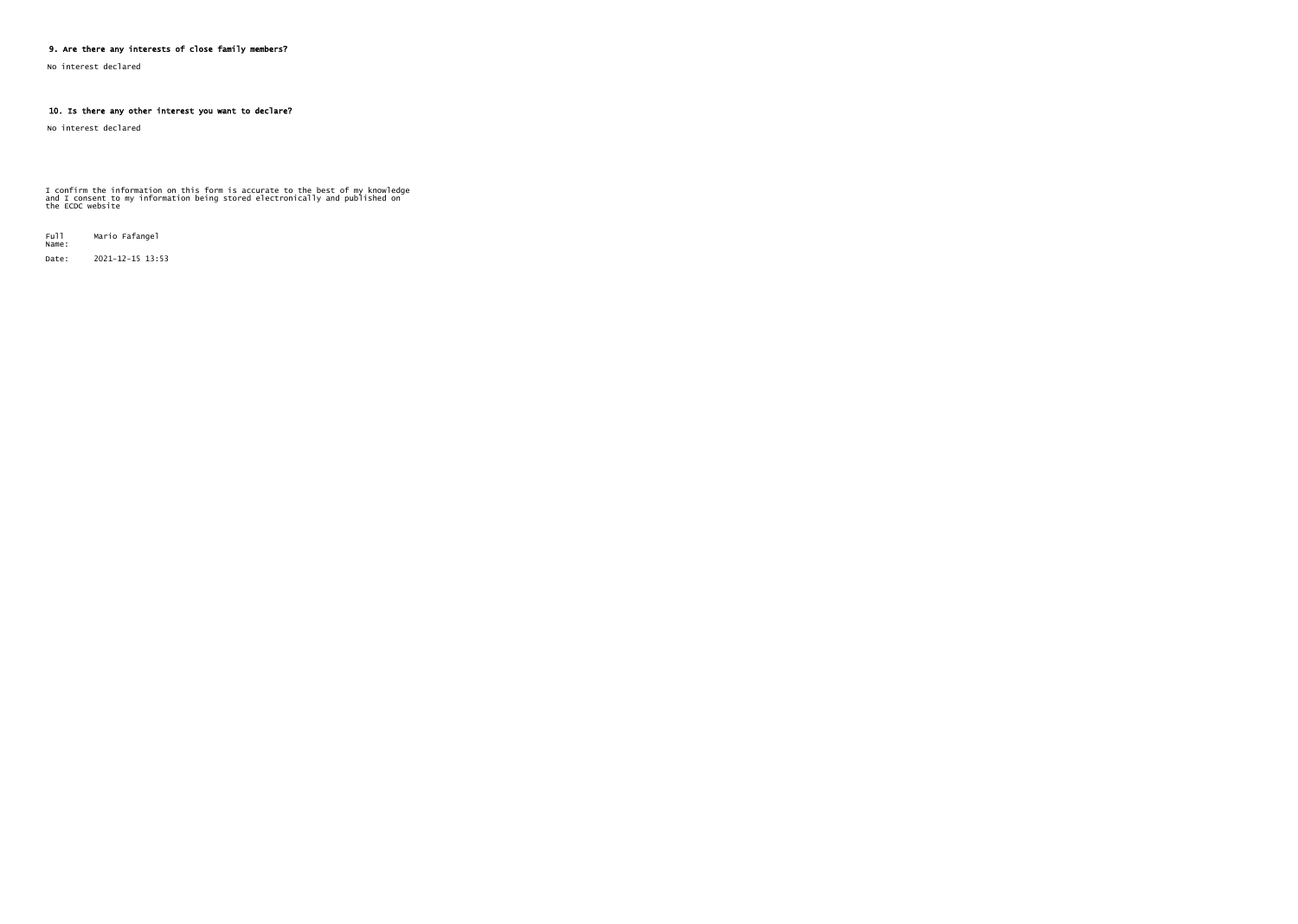#### 9. Are there any interests of close family members?

No interest declared

#### 10. Is there any other interest you want to declare?

No interest declared

I confirm the information on this form is accurate to the best of my knowledge and I consent to my information being stored electronically and published on the ECDC website

Full Name: Mario Fafangel

Date: 2021-12-15 13:53